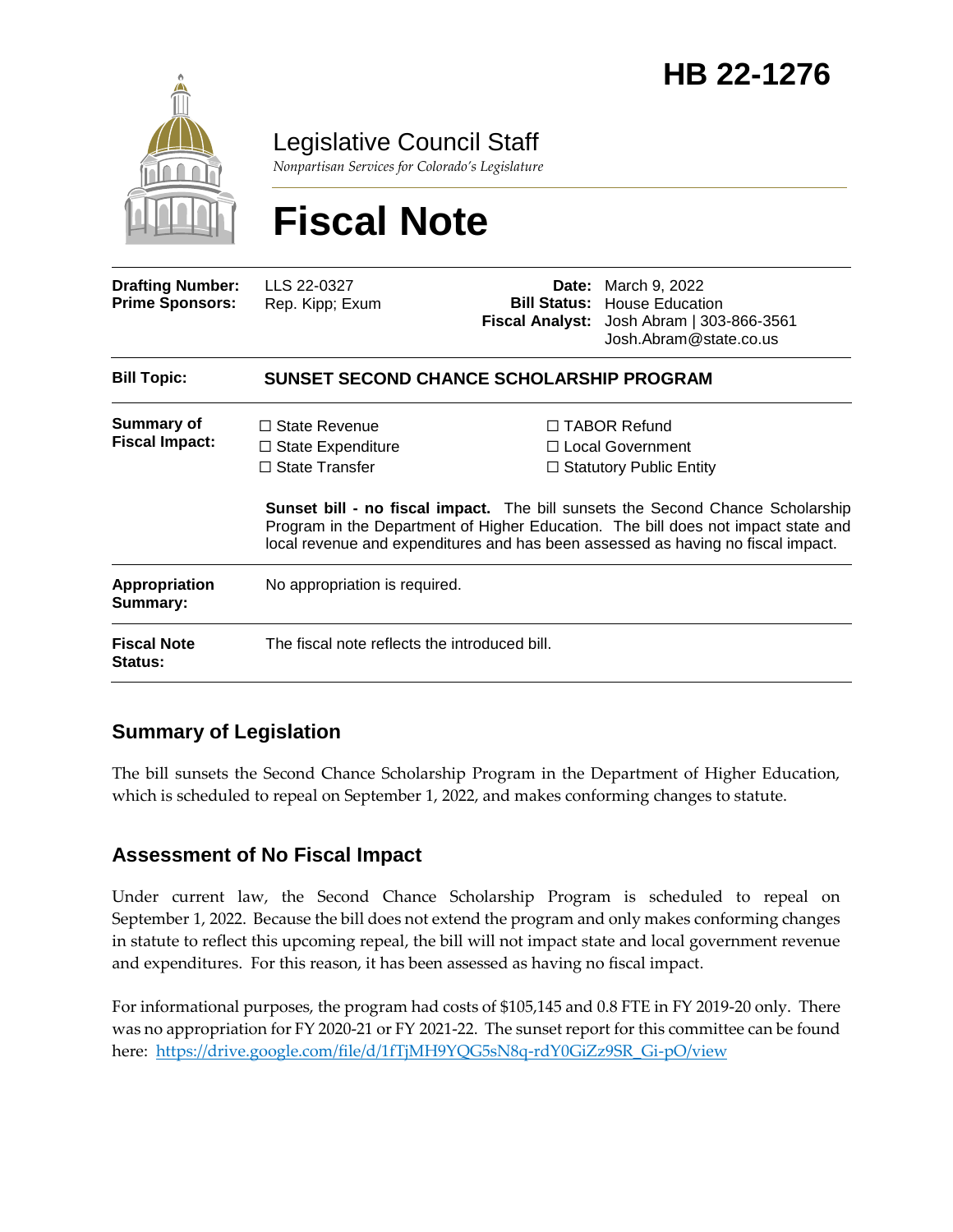# HB 22-1276

## Legislative Council Staff

*Nonpartisan Services for Colorado's Legislature*

# Fiscal Note

| | | | |
|---|---|---|---|
| **Drafting Number:** | LLS 22-0327 | **Date:** | March 9, 2022 |
| **Prime Sponsors:** | Rep. Kipp; Exum | **Bill Status:** | House Education |
| | | **Fiscal Analyst:** | Josh Abram \| 303-866-3561<br>Josh.Abram@state.co.us |

| | |
|---|---|
| **Bill Topic:** | **SUNSET SECOND CHANCE SCHOLARSHIP PROGRAM** |
| **Summary of Fiscal Impact:** | ☐ State Revenue ☐ TABOR Refund<br>☐ State Expenditure ☐ Local Government<br>☐ State Transfer ☐ Statutory Public Entity<br><br>**Sunset bill - no fiscal impact.** The bill sunsets the Second Chance Scholarship Program in the Department of Higher Education. The bill does not impact state and local revenue and expenditures and has been assessed as having no fiscal impact. |
| **Appropriation Summary:** | No appropriation is required. |
| **Fiscal Note Status:** | The fiscal note reflects the introduced bill. |

## Summary of Legislation

The bill sunsets the Second Chance Scholarship Program in the Department of Higher Education, which is scheduled to repeal on September 1, 2022, and makes conforming changes to statute.

## Assessment of No Fiscal Impact

Under current law, the Second Chance Scholarship Program is scheduled to repeal on September 1, 2022. Because the bill does not extend the program and only makes conforming changes in statute to reflect this upcoming repeal, the bill will not impact state and local government revenue and expenditures. For this reason, it has been assessed as having no fiscal impact.

For informational purposes, the program had costs of $105,145 and 0.8 FTE in FY 2019-20 only. There was no appropriation for FY 2020-21 or FY 2021-22. The sunset report for this committee can be found here: https://drive.google.com/file/d/1fTjMH9YQG5sN8q-rdY0GiZz9SR_Gi-pO/view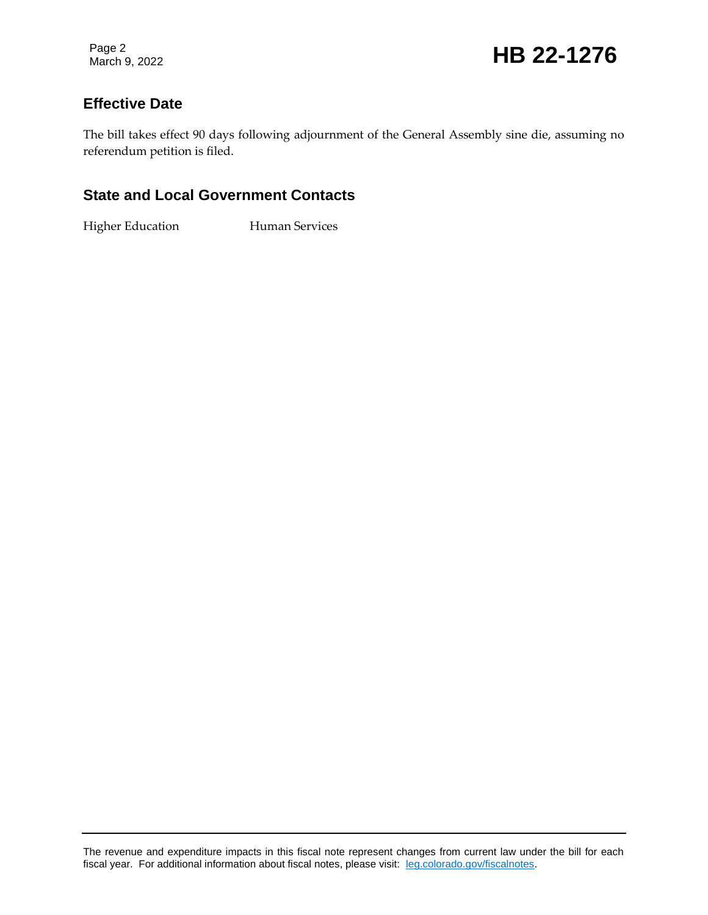## Effective Date

The bill takes effect 90 days following adjournment of the General Assembly sine die, assuming no referendum petition is filed.

## State and Local Government Contacts

Higher Education Human Services

The revenue and expenditure impacts in this fiscal note represent changes from current law under the bill for each fiscal year. For additional information about fiscal notes, please visit: leg.colorado.gov/fiscalnotes.